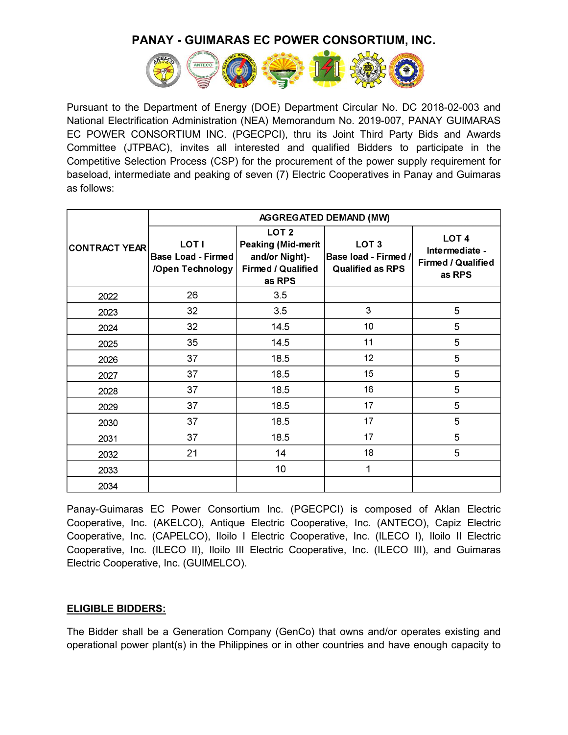# PANAY - GUIMARAS EC POWER CONSORTIUM, INC.

Pursuant to the Department of Energy (DOE) Department Circular No. DC 2018-02-003 and National Electrification Administration (NEA) Memorandum No. 2019-007, PANAY GUIMARAS EC POWER CONSORTIUM INC. (PGECPCI), thru its Joint Third Party Bids and Awards Committee (JTPBAC), invites all interested and qualified Bidders to participate in the Competitive Selection Process (CSP) for the procurement of the power supply requirement for baseload, intermediate and peaking of seven (7) Electric Cooperatives in Panay and Guimaras as follows:

| CONTRACT YEAR | AGGREGATED DEMAND (MW) | | | |
|---|---|---|---|---|
| | LOT I Base Load - Firmed /Open Technology | LOT 2 Peaking (Mid-merit and/or Night)- Firmed / Qualified as RPS | LOT 3 Base load - Firmed / Qualified as RPS | LOT 4 Intermediate - Firmed / Qualified as RPS |
| 2022 | 26 | 3.5 | | |
| 2023 | 32 | 3.5 | 3 | 5 |
| 2024 | 32 | 14.5 | 10 | 5 |
| 2025 | 35 | 14.5 | 11 | 5 |
| 2026 | 37 | 18.5 | 12 | 5 |
| 2027 | 37 | 18.5 | 15 | 5 |
| 2028 | 37 | 18.5 | 16 | 5 |
| 2029 | 37 | 18.5 | 17 | 5 |
| 2030 | 37 | 18.5 | 17 | 5 |
| 2031 | 37 | 18.5 | 17 | 5 |
| 2032 | 21 | 14 | 18 | 5 |
| 2033 | | 10 | 1 | |
| 2034 | | | | |

Panay-Guimaras EC Power Consortium Inc. (PGECPCI) is composed of Aklan Electric Cooperative, Inc. (AKELCO), Antique Electric Cooperative, Inc. (ANTECO), Capiz Electric Cooperative, Inc. (CAPELCO), Iloilo I Electric Cooperative, Inc. (ILECO I), Iloilo II Electric Cooperative, Inc. (ILECO II), Iloilo III Electric Cooperative, Inc. (ILECO III), and Guimaras Electric Cooperative, Inc. (GUIMELCO).

**ELIGIBLE BIDDERS:**

The Bidder shall be a Generation Company (GenCo) that owns and/or operates existing and operational power plant(s) in the Philippines or in other countries and have enough capacity to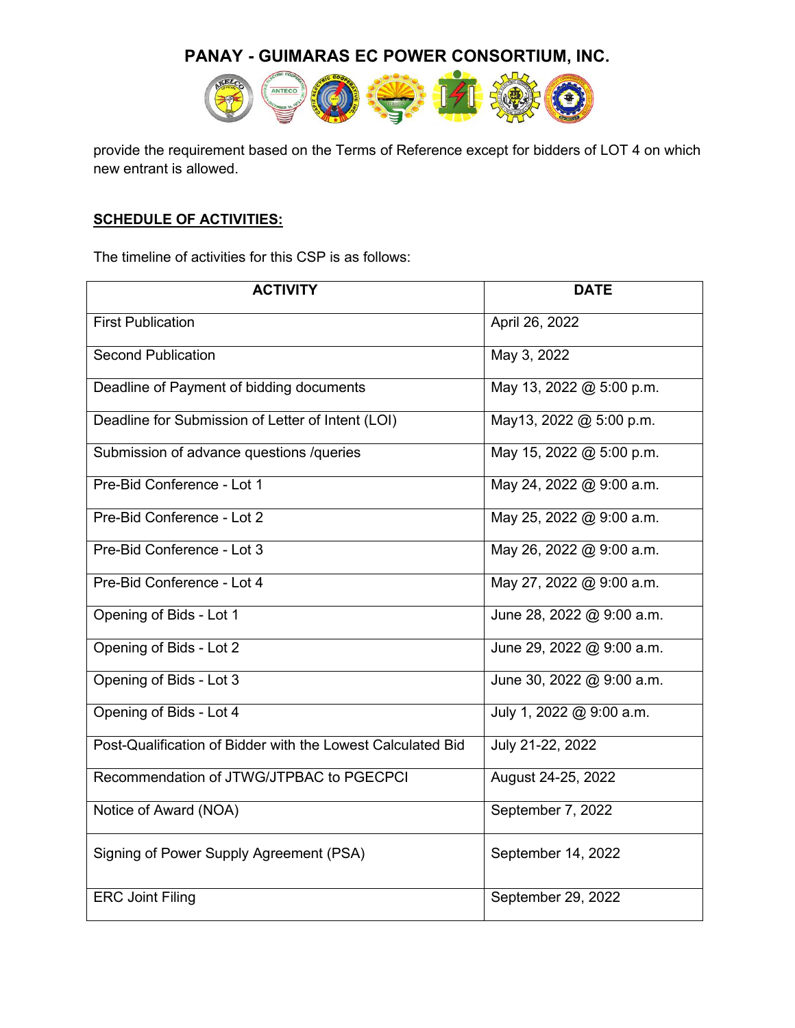provide the requirement based on the Terms of Reference except for bidders of LOT 4 on which new entrant is allowed.

**SCHEDULE OF ACTIVITIES:**

The timeline of activities for this CSP is as follows:

| ACTIVITY | DATE |
|---|---|
| First Publication | April 26, 2022 |
| Second Publication | May 3, 2022 |
| Deadline of Payment of bidding documents | May 13, 2022 @ 5:00 p.m. |
| Deadline for Submission of Letter of Intent (LOI) | May13, 2022 @ 5:00 p.m. |
| Submission of advance questions /queries | May 15, 2022 @ 5:00 p.m. |
| Pre-Bid Conference - Lot 1 | May 24, 2022 @ 9:00 a.m. |
| Pre-Bid Conference - Lot 2 | May 25, 2022 @ 9:00 a.m. |
| Pre-Bid Conference - Lot 3 | May 26, 2022 @ 9:00 a.m. |
| Pre-Bid Conference - Lot 4 | May 27, 2022 @ 9:00 a.m. |
| Opening of Bids - Lot 1 | June 28, 2022 @ 9:00 a.m. |
| Opening of Bids - Lot 2 | June 29, 2022 @ 9:00 a.m. |
| Opening of Bids - Lot 3 | June 30, 2022 @ 9:00 a.m. |
| Opening of Bids - Lot 4 | July 1, 2022 @ 9:00 a.m. |
| Post-Qualification of Bidder with the Lowest Calculated Bid | July 21-22, 2022 |
| Recommendation of JTWG/JTPBAC to PGECPCI | August 24-25, 2022 |
| Notice of Award (NOA) | September 7, 2022 |
| Signing of Power Supply Agreement (PSA) | September 14, 2022 |
| ERC Joint Filing | September 29, 2022 |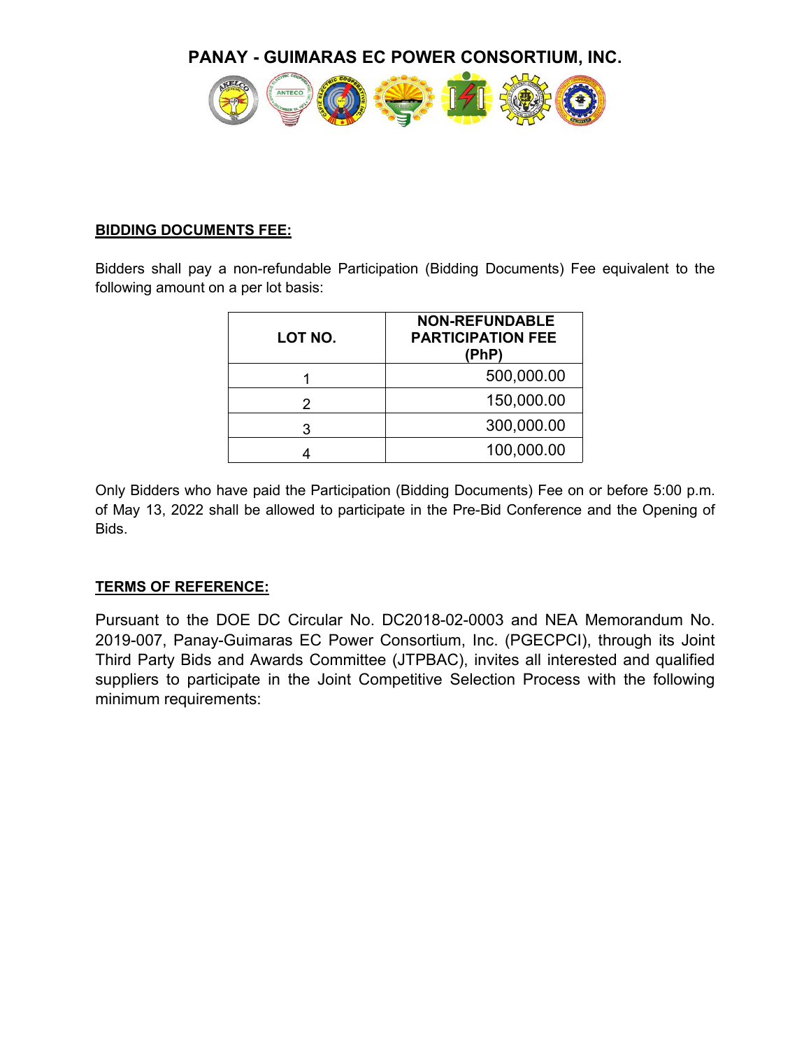# PANAY - GUIMARAS EC POWER CONSORTIUM, INC.

**BIDDING DOCUMENTS FEE:**

Bidders shall pay a non-refundable Participation (Bidding Documents) Fee equivalent to the following amount on a per lot basis:

| LOT NO. | NON-REFUNDABLE PARTICIPATION FEE (PhP) |
|---|---|
| 1 | 500,000.00 |
| 2 | 150,000.00 |
| 3 | 300,000.00 |
| 4 | 100,000.00 |

Only Bidders who have paid the Participation (Bidding Documents) Fee on or before 5:00 p.m. of May 13, 2022 shall be allowed to participate in the Pre-Bid Conference and the Opening of Bids.

**TERMS OF REFERENCE:**

Pursuant to the DOE DC Circular No. DC2018-02-0003 and NEA Memorandum No. 2019-007, Panay-Guimaras EC Power Consortium, Inc. (PGECPCI), through its Joint Third Party Bids and Awards Committee (JTPBAC), invites all interested and qualified suppliers to participate in the Joint Competitive Selection Process with the following minimum requirements: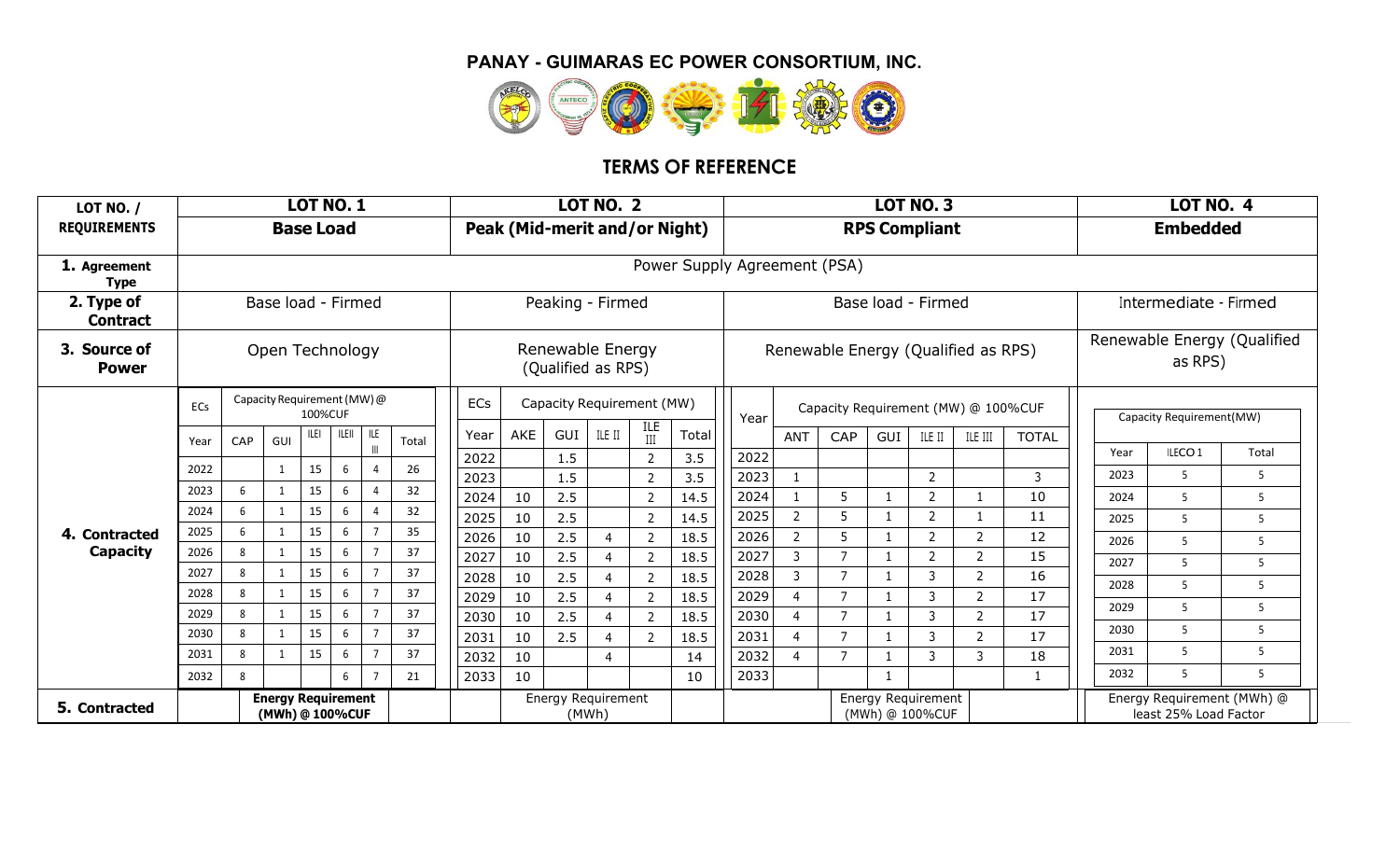# PANAY - GUIMARAS EC POWER CONSORTIUM, INC.

## TERMS OF REFERENCE

| LOT NO. / REQUIREMENTS | LOT NO. 1 Base Load | LOT NO. 2 Peak (Mid-merit and/or Night) | LOT NO. 3 RPS Compliant | LOT NO. 4 Embedded |
|---|---|---|---|---|
| 1. Agreement Type | Power Supply Agreement (PSA) | | | |
| 2. Type of Contract | Base load - Firmed | Peaking - Firmed | Base load - Firmed | Intermediate - Firmed |
| 3. Source of Power | Open Technology | Renewable Energy (Qualified as RPS) | Renewable Energy (Qualified as RPS) | Renewable Energy (Qualified as RPS) |
| 4. Contracted Capacity | See Lot No. 1 table below | See Lot No. 2 table below | See Lot No. 3 table below | See Lot No. 4 table below |
| 5. Contracted | Energy Requirement (MWh) @ 100%CUF | Energy Requirement (MWh) | Energy Requirement (MWh) @ 100%CUF | Energy Requirement (MWh) @ least 25% Load Factor |

### 4. Contracted Capacity

**LOT NO. 1**

| ECs | Capacity Requirement (MW) @ 100%CUF | | | | | |
|---|---|---|---|---|---|---|
| Year | CAP | GUI | ILEI | ILEII | ILE III | Total |
| 2022 | | 1 | 15 | 6 | 4 | 26 |
| 2023 | 6 | 1 | 15 | 6 | 4 | 32 |
| 2024 | 6 | 1 | 15 | 6 | 4 | 32 |
| 2025 | 6 | 1 | 15 | 6 | 7 | 35 |
| 2026 | 8 | 1 | 15 | 6 | 7 | 37 |
| 2027 | 8 | 1 | 15 | 6 | 7 | 37 |
| 2028 | 8 | 1 | 15 | 6 | 7 | 37 |
| 2029 | 8 | 1 | 15 | 6 | 7 | 37 |
| 2030 | 8 | 1 | 15 | 6 | 7 | 37 |
| 2031 | 8 | 1 | 15 | 6 | 7 | 37 |
| 2032 | 8 | | | 6 | 7 | 21 |

**LOT NO. 2**

| ECs | Capacity Requirement (MW) | | | | |
|---|---|---|---|---|---|
| Year | AKE | GUI | ILE II | ILE III | Total |
| 2022 | | 1.5 | | 2 | 3.5 |
| 2023 | | 1.5 | | 2 | 3.5 |
| 2024 | 10 | 2.5 | | 2 | 14.5 |
| 2025 | 10 | 2.5 | | 2 | 14.5 |
| 2026 | 10 | 2.5 | 4 | 2 | 18.5 |
| 2027 | 10 | 2.5 | 4 | 2 | 18.5 |
| 2028 | 10 | 2.5 | 4 | 2 | 18.5 |
| 2029 | 10 | 2.5 | 4 | 2 | 18.5 |
| 2030 | 10 | 2.5 | 4 | 2 | 18.5 |
| 2031 | 10 | 2.5 | 4 | 2 | 18.5 |
| 2032 | 10 | | 4 | | 14 |
| 2033 | 10 | | | | 10 |

**LOT NO. 3**

| Year | Capacity Requirement (MW) @ 100%CUF | | | | | |
|---|---|---|---|---|---|---|
| | ANT | CAP | GUI | ILE II | ILE III | TOTAL |
| 2022 | | | | | | |
| 2023 | 1 | | | 2 | | 3 |
| 2024 | 1 | 5 | 1 | 2 | 1 | 10 |
| 2025 | 2 | 5 | 1 | 2 | 1 | 11 |
| 2026 | 2 | 5 | 1 | 2 | 2 | 12 |
| 2027 | 3 | 7 | 1 | 2 | 2 | 15 |
| 2028 | 3 | 7 | 1 | 3 | 2 | 16 |
| 2029 | 4 | 7 | 1 | 3 | 2 | 17 |
| 2030 | 4 | 7 | 1 | 3 | 2 | 17 |
| 2031 | 4 | 7 | 1 | 3 | 2 | 17 |
| 2032 | 4 | 7 | 1 | 3 | 3 | 18 |
| 2033 | | | 1 | | | 1 |

**LOT NO. 4**

| Capacity Requirement(MW) | | |
|---|---|---|
| Year | ILECO 1 | Total |
| 2023 | 5 | 5 |
| 2024 | 5 | 5 |
| 2025 | 5 | 5 |
| 2026 | 5 | 5 |
| 2027 | 5 | 5 |
| 2028 | 5 | 5 |
| 2029 | 5 | 5 |
| 2030 | 5 | 5 |
| 2031 | 5 | 5 |
| 2032 | 5 | 5 |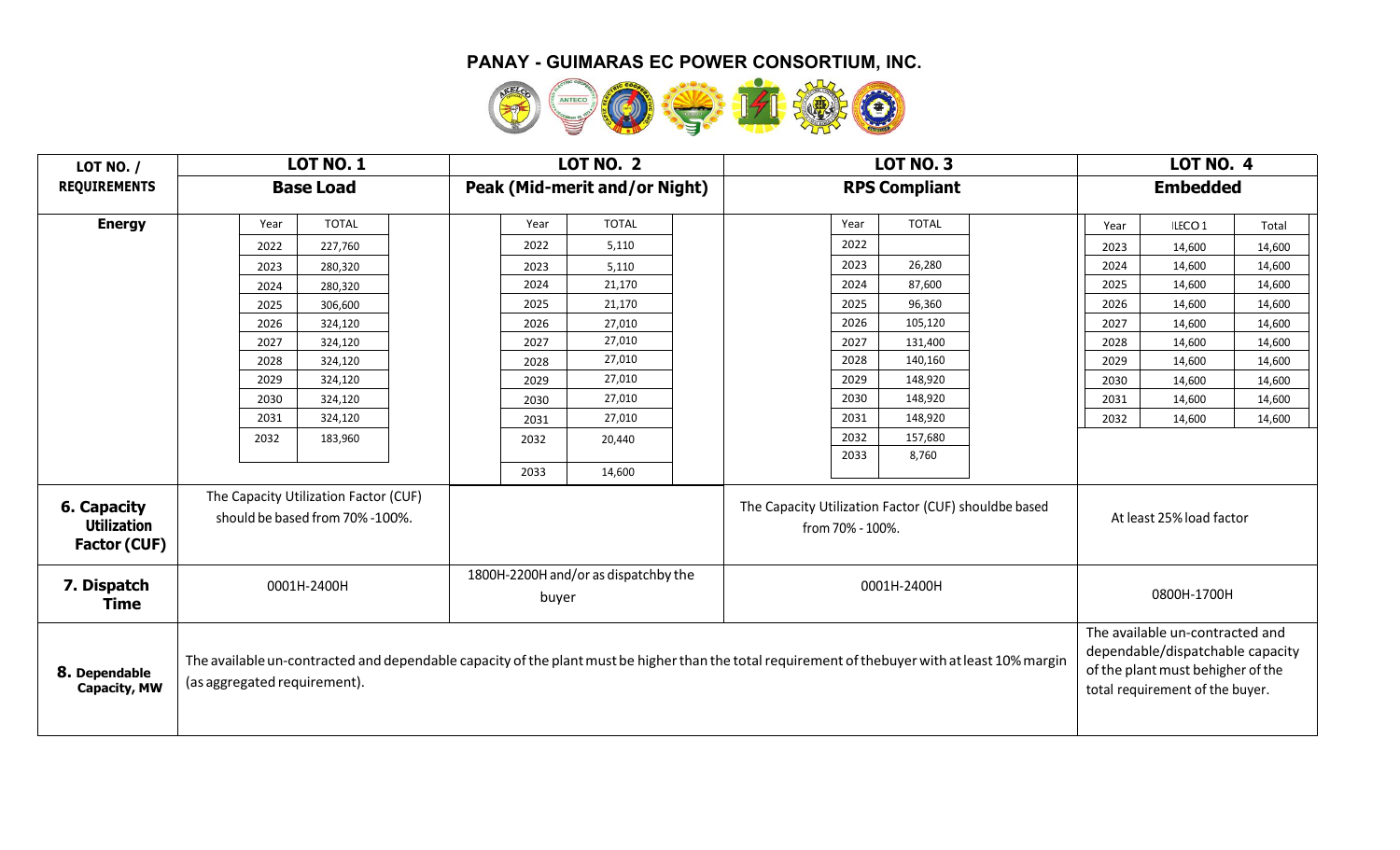# PANAY - GUIMARAS EC POWER CONSORTIUM, INC.

| LOT NO. / REQUIREMENTS | LOT NO. 1 Base Load | LOT NO. 2 Peak (Mid-merit and/or Night) | LOT NO. 3 RPS Compliant | LOT NO. 4 Embedded |
|---|---|---|---|---|
| **Energy** | Year / TOTAL:<br>2022 – 227,760<br>2023 – 280,320<br>2024 – 280,320<br>2025 – 306,600<br>2026 – 324,120<br>2027 – 324,120<br>2028 – 324,120<br>2029 – 324,120<br>2030 – 324,120<br>2031 – 324,120<br>2032 – 183,960 | Year / TOTAL:<br>2022 – 5,110<br>2023 – 5,110<br>2024 – 21,170<br>2025 – 21,170<br>2026 – 27,010<br>2027 – 27,010<br>2028 – 27,010<br>2029 – 27,010<br>2030 – 27,010<br>2031 – 27,010<br>2032 – 20,440<br>2033 – 14,600 | Year / TOTAL:<br>2022 –<br>2023 – 26,280<br>2024 – 87,600<br>2025 – 96,360<br>2026 – 105,120<br>2027 – 131,400<br>2028 – 140,160<br>2029 – 148,920<br>2030 – 148,920<br>2031 – 148,920<br>2032 – 157,680<br>2033 – 8,760 | Year / ILECO 1 / Total:<br>2023 – 14,600 – 14,600<br>2024 – 14,600 – 14,600<br>2025 – 14,600 – 14,600<br>2026 – 14,600 – 14,600<br>2027 – 14,600 – 14,600<br>2028 – 14,600 – 14,600<br>2029 – 14,600 – 14,600<br>2030 – 14,600 – 14,600<br>2031 – 14,600 – 14,600<br>2032 – 14,600 – 14,600 |
| **6. Capacity Utilization Factor (CUF)** | The Capacity Utilization Factor (CUF) should be based from 70% -100%. | | The Capacity Utilization Factor (CUF) shouldbe based from 70% - 100%. | At least 25% load factor |
| **7. Dispatch Time** | 0001H-2400H | 1800H-2200H and/or as dispatchby the buyer | 0001H-2400H | 0800H-1700H |
| **8. Dependable Capacity, MW** | The available un-contracted and dependable capacity of the plant must be higher than the total requirement of thebuyer with at least 10% margin (as aggregated requirement). | | | The available un-contracted and dependable/dispatchable capacity of the plant must behigher of the total requirement of the buyer. |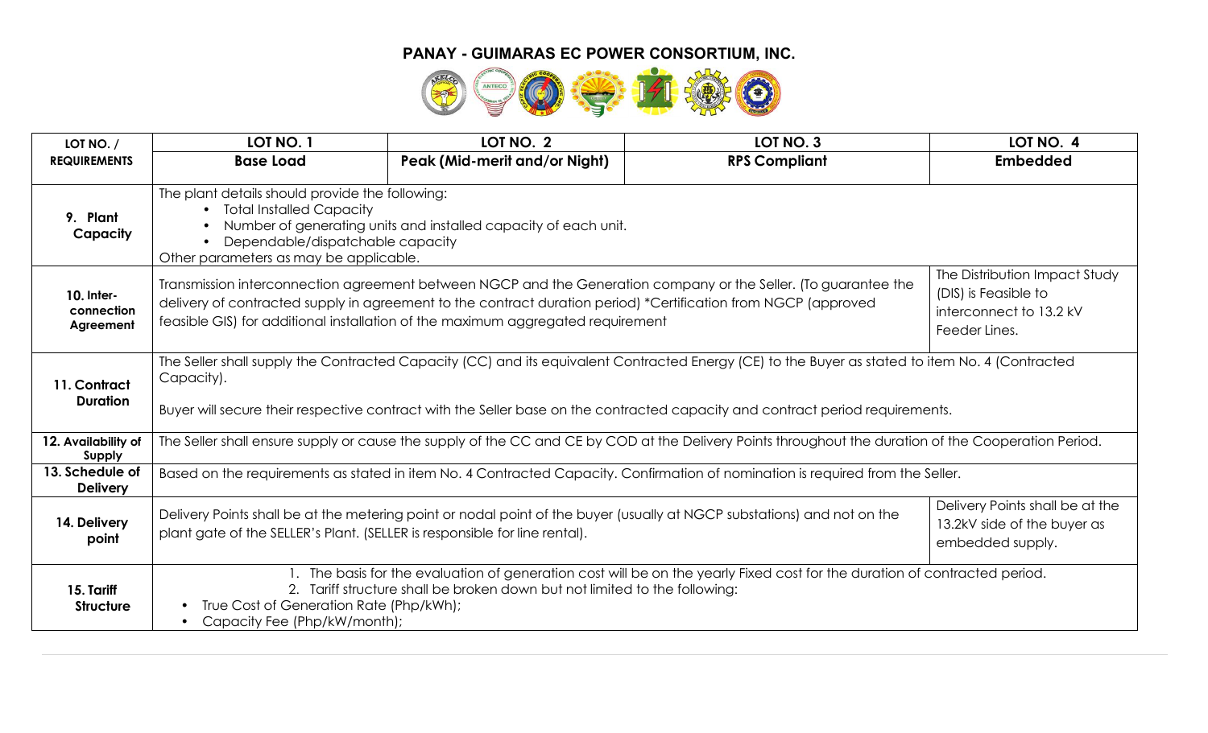# PANAY - GUIMARAS EC POWER CONSORTIUM, INC.

| LOT NO. / REQUIREMENTS | LOT NO. 1 Base Load | LOT NO. 2 Peak (Mid-merit and/or Night) | LOT NO. 3 RPS Compliant | LOT NO. 4 Embedded |
|---|---|---|---|---|
| 9. Plant Capacity | The plant details should provide the following:<br>• Total Installed Capacity<br>• Number of generating units and installed capacity of each unit.<br>• Dependable/dispatchable capacity<br>Other parameters as may be applicable. | | | |
| 10. Inter-connection Agreement | Transmission interconnection agreement between NGCP and the Generation company or the Seller. (To guarantee the delivery of contracted supply in agreement to the contract duration period) *Certification from NGCP (approved feasible GIS) for additional installation of the maximum aggregated requirement | | | The Distribution Impact Study (DIS) is Feasible to interconnect to 13.2 kV Feeder Lines. |
| 11. Contract Duration | The Seller shall supply the Contracted Capacity (CC) and its equivalent Contracted Energy (CE) to the Buyer as stated to item No. 4 (Contracted Capacity).<br><br>Buyer will secure their respective contract with the Seller base on the contracted capacity and contract period requirements. | | | |
| 12. Availability of Supply | The Seller shall ensure supply or cause the supply of the CC and CE by COD at the Delivery Points throughout the duration of the Cooperation Period. | | | |
| 13. Schedule of Delivery | Based on the requirements as stated in item No. 4 Contracted Capacity. Confirmation of nomination is required from the Seller. | | | |
| 14. Delivery point | Delivery Points shall be at the metering point or nodal point of the buyer (usually at NGCP substations) and not on the plant gate of the SELLER's Plant. (SELLER is responsible for line rental). | | | Delivery Points shall be at the 13.2kV side of the buyer as embedded supply. |
| 15. Tariff Structure | 1. The basis for the evaluation of generation cost will be on the yearly Fixed cost for the duration of contracted period.<br>2. Tariff structure shall be broken down but not limited to the following:<br>• True Cost of Generation Rate (Php/kWh);<br>• Capacity Fee (Php/kW/month); | | | |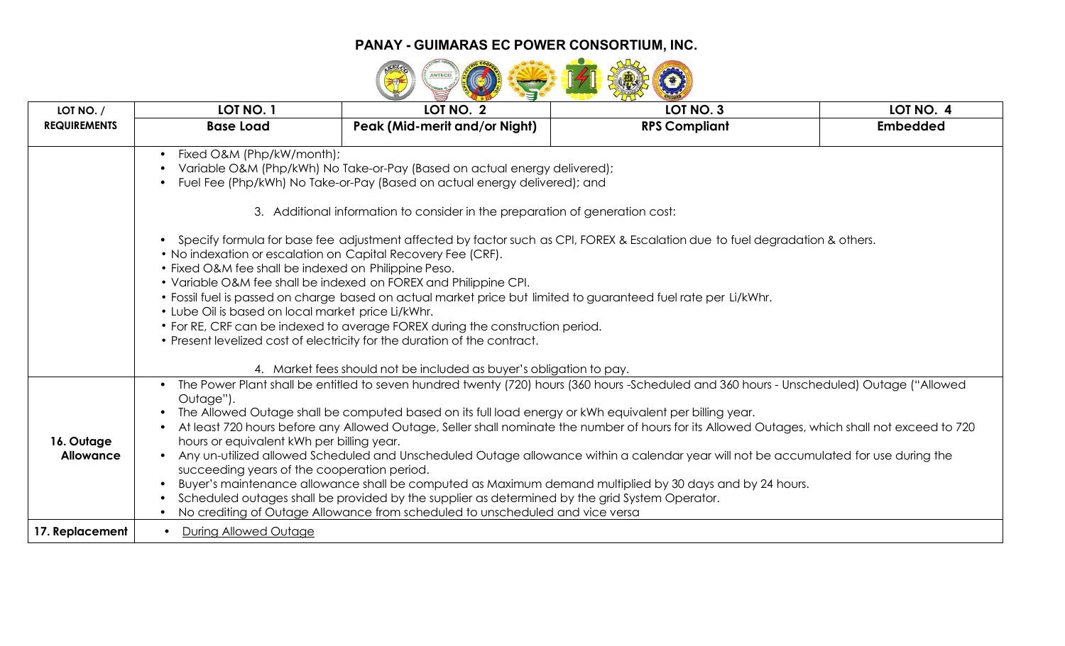## PANAY - GUIMARAS EC POWER CONSORTIUM, INC.

| LOT NO. / REQUIREMENTS | LOT NO. 1 Base Load | LOT NO. 2 Peak (Mid-merit and/or Night) | LOT NO. 3 RPS Compliant | LOT NO. 4 Embedded |
|---|---|---|---|---|
| | • Fixed O&M (Php/kW/month);<br>• Variable O&M (Php/kWh) No Take-or-Pay (Based on actual energy delivered);<br>• Fuel Fee (Php/kWh) No Take-or-Pay (Based on actual energy delivered); and<br><br>3. Additional information to consider in the preparation of generation cost:<br><br>• Specify formula for base fee adjustment affected by factor such as CPI, FOREX & Escalation due to fuel degradation & others.<br>• No indexation or escalation on Capital Recovery Fee (CRF).<br>• Fixed O&M fee shall be indexed on Philippine Peso.<br>• Variable O&M fee shall be indexed on FOREX and Philippine CPI.<br>• Fossil fuel is passed on charge based on actual market price but limited to guaranteed fuel rate per Li/kWhr.<br>• Lube Oil is based on local market price Li/kWhr.<br>• For RE, CRF can be indexed to average FOREX during the construction period.<br>• Present levelized cost of electricity for the duration of the contract.<br><br>4. Market fees should not be included as buyer's obligation to pay. | | | |
| 16. Outage Allowance | • The Power Plant shall be entitled to seven hundred twenty (720) hours (360 hours -Scheduled and 360 hours - Unscheduled) Outage ("Allowed Outage").<br>• The Allowed Outage shall be computed based on its full load energy or kWh equivalent per billing year.<br>• At least 720 hours before any Allowed Outage, Seller shall nominate the number of hours for its Allowed Outages, which shall not exceed to 720 hours or equivalent kWh per billing year.<br>• Any un-utilized allowed Scheduled and Unscheduled Outage allowance within a calendar year will not be accumulated for use during the succeeding years of the cooperation period.<br>• Buyer's maintenance allowance shall be computed as Maximum demand multiplied by 30 days and by 24 hours.<br>• Scheduled outages shall be provided by the supplier as determined by the grid System Operator.<br>• No crediting of Outage Allowance from scheduled to unscheduled and vice versa | | | |
| 17. Replacement | • During Allowed Outage | | | |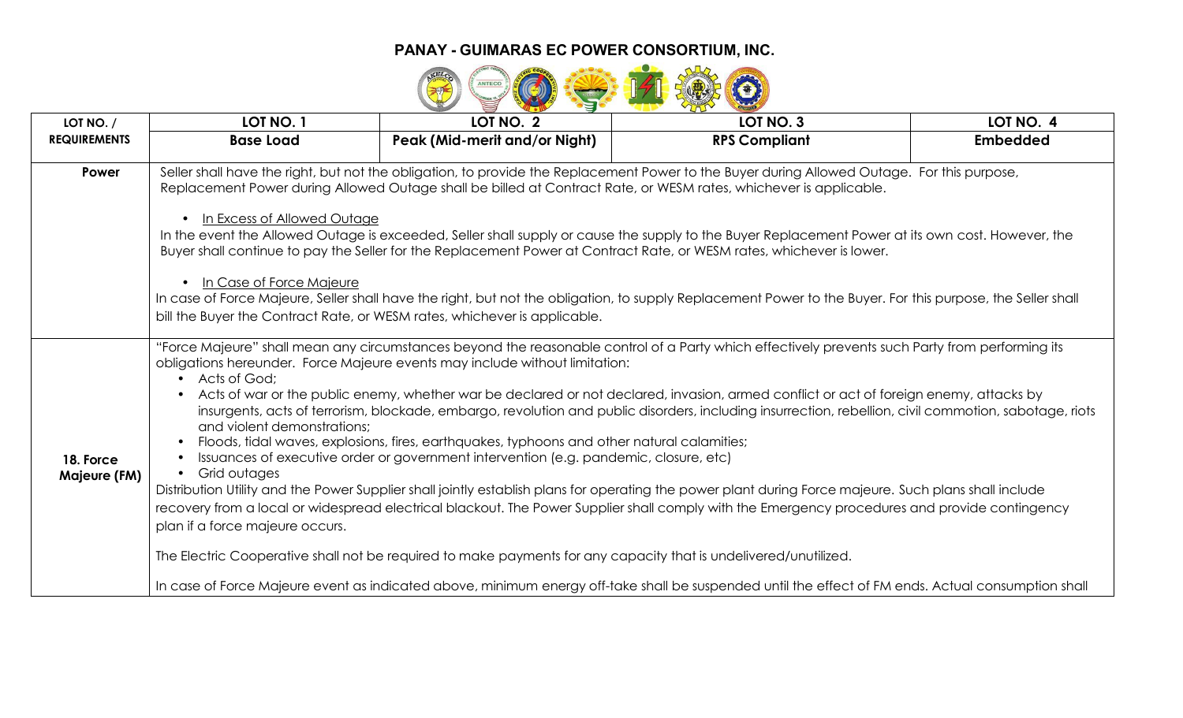## PANAY - GUIMARAS EC POWER CONSORTIUM, INC.

| LOT NO. / REQUIREMENTS | LOT NO. 1<br>Base Load | LOT NO. 2<br>Peak (Mid-merit and/or Night) | LOT NO. 3<br>RPS Compliant | LOT NO. 4<br>Embedded |
|---|---|---|---|---|
| **Power** | Seller shall have the right, but not the obligation, to provide the Replacement Power to the Buyer during Allowed Outage. For this purpose, Replacement Power during Allowed Outage shall be billed at Contract Rate, or WESM rates, whichever is applicable.<br><br>• <u>In Excess of Allowed Outage</u><br>In the event the Allowed Outage is exceeded, Seller shall supply or cause the supply to the Buyer Replacement Power at its own cost. However, the Buyer shall continue to pay the Seller for the Replacement Power at Contract Rate, or WESM rates, whichever is lower.<br><br>• <u>In Case of Force Majeure</u><br>In case of Force Majeure, Seller shall have the right, but not the obligation, to supply Replacement Power to the Buyer. For this purpose, the Seller shall bill the Buyer the Contract Rate, or WESM rates, whichever is applicable. | | | |
| **18. Force Majeure (FM)** | "Force Majeure" shall mean any circumstances beyond the reasonable control of a Party which effectively prevents such Party from performing its obligations hereunder. Force Majeure events may include without limitation:<br>• Acts of God;<br>• Acts of war or the public enemy, whether war be declared or not declared, invasion, armed conflict or act of foreign enemy, attacks by insurgents, acts of terrorism, blockade, embargo, revolution and public disorders, including insurrection, rebellion, civil commotion, sabotage, riots and violent demonstrations;<br>• Floods, tidal waves, explosions, fires, earthquakes, typhoons and other natural calamities;<br>• Issuances of executive order or government intervention (e.g. pandemic, closure, etc)<br>• Grid outages<br>Distribution Utility and the Power Supplier shall jointly establish plans for operating the power plant during Force majeure. Such plans shall include recovery from a local or widespread electrical blackout. The Power Supplier shall comply with the Emergency procedures and provide contingency plan if a force majeure occurs.<br><br>The Electric Cooperative shall not be required to make payments for any capacity that is undelivered/unutilized.<br><br>In case of Force Majeure event as indicated above, minimum energy off-take shall be suspended until the effect of FM ends. Actual consumption shall | | | |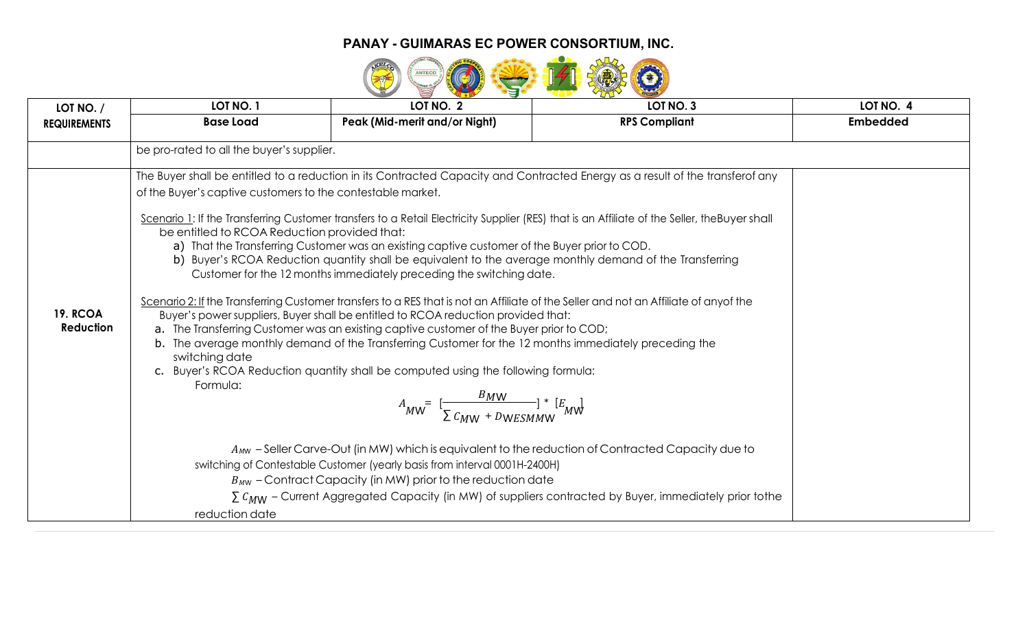## PANAY - GUIMARAS EC POWER CONSORTIUM, INC.

| LOT NO. / REQUIREMENTS | LOT NO. 1 Base Load | LOT NO. 2 Peak (Mid-merit and/or Night) | LOT NO. 3 RPS Compliant | LOT NO. 4 Embedded |
|---|---|---|---|---|
| | be pro-rated to all the buyer's supplier. | | | |
| **19. RCOA Reduction** | The Buyer shall be entitled to a reduction in its Contracted Capacity and Contracted Energy as a result of the transferof any of the Buyer's captive customers to the contestable market.<br><br>Scenario 1: If the Transferring Customer transfers to a Retail Electricity Supplier (RES) that is an Affiliate of the Seller, theBuyer shall be entitled to RCOA Reduction provided that:<br>a) That the Transferring Customer was an existing captive customer of the Buyer prior to COD.<br>b) Buyer's RCOA Reduction quantity shall be equivalent to the average monthly demand of the Transferring Customer for the 12 months immediately preceding the switching date.<br><br>Scenario 2: If the Transferring Customer transfers to a RES that is not an Affiliate of the Seller and not an Affiliate of anyof the Buyer's power suppliers, Buyer shall be entitled to RCOA reduction provided that:<br>a. The Transferring Customer was an existing captive customer of the Buyer prior to COD;<br>b. The average monthly demand of the Transferring Customer for the 12 months immediately preceding the switching date<br>c. Buyer's RCOA Reduction quantity shall be computed using the following formula:<br>Formula:<br>$A_{MW} = [\frac{B_{MW}}{\sum C_{MW} + D_{WESMMW}}] * [E_{MW}]$<br><br>$A_{MW}$ – Seller Carve-Out (in MW) which is equivalent to the reduction of Contracted Capacity due to switching of Contestable Customer (yearly basis from interval 0001H-2400H)<br>$B_{MW}$ – Contract Capacity (in MW) prior to the reduction date<br>$\sum C_{MW}$ – Current Aggregated Capacity (in MW) of suppliers contracted by Buyer, immediately prior tothe reduction date | | | |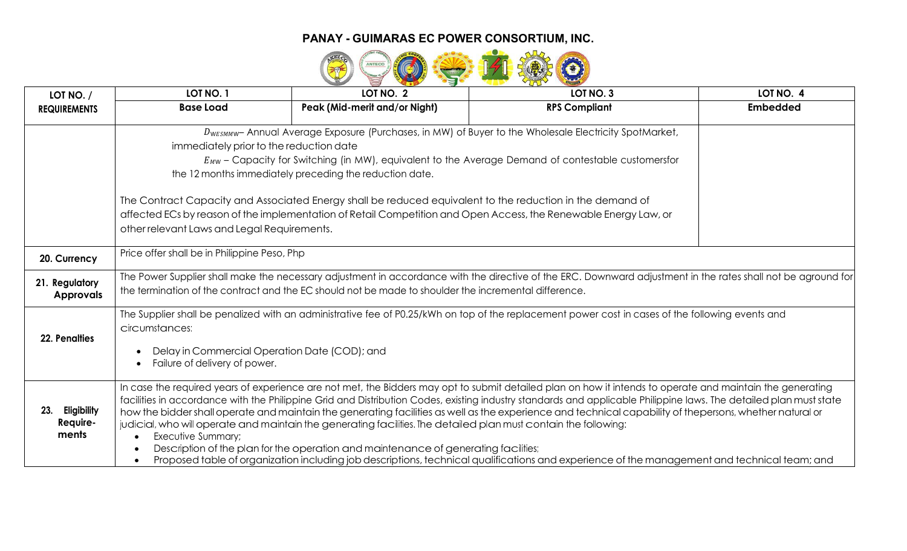## PANAY - GUIMARAS EC POWER CONSORTIUM, INC.

| LOT NO. / REQUIREMENTS | LOT NO. 1 Base Load | LOT NO. 2 Peak (Mid-merit and/or Night) | LOT NO. 3 RPS Compliant | LOT NO. 4 Embedded |
|---|---|---|---|---|
| | $D_{WESMMW}$– Annual Average Exposure (Purchases, in MW) of Buyer to the Wholesale Electricity SpotMarket, immediately prior to the reduction date<br>$E_{MW}$ – Capacity for Switching (in MW), equivalent to the Average Demand of contestable customersfor the 12 months immediately preceding the reduction date.<br><br>The Contract Capacity and Associated Energy shall be reduced equivalent to the reduction in the demand of affected ECs by reason of the implementation of Retail Competition and Open Access, the Renewable Energy Law, or otherrelevant Laws and Legal Requirements. | | | |
| 20. Currency | Price offer shall be in Philippine Peso, Php | | | |
| 21. Regulatory Approvals | The Power Supplier shall make the necessary adjustment in accordance with the directive of the ERC. Downward adjustment in the rates shall not be aground for the termination of the contract and the EC should not be made to shoulder the incremental difference. | | | |
| 22. Penalties | The Supplier shall be penalized with an administrative fee of P0.25/kWh on top of the replacement power cost in cases of the following events and circumstances:<br>• Delay in Commercial Operation Date (COD); and<br>• Failure of delivery of power. | | | |
| 23. Eligibility Require-ments | In case the required years of experience are not met, the Bidders may opt to submit detailed plan on how it intends to operate and maintain the generating facilities in accordance with the Philippine Grid and Distribution Codes, existing industry standards and applicable Philippine laws. The detailed plan must state how the bidder shall operate and maintain the generating facilities as well as the experience and technical capability of thepersons, whether natural or judicial, who will operate and maintain the generating facilities. The detailed plan must contain the following:<br>• Executive Summary;<br>• Description of the plan for the operation and maintenance of generating facilities;<br>• Proposed table of organization including job descriptions, technical qualifications and experience of the management and technical team; and | | | |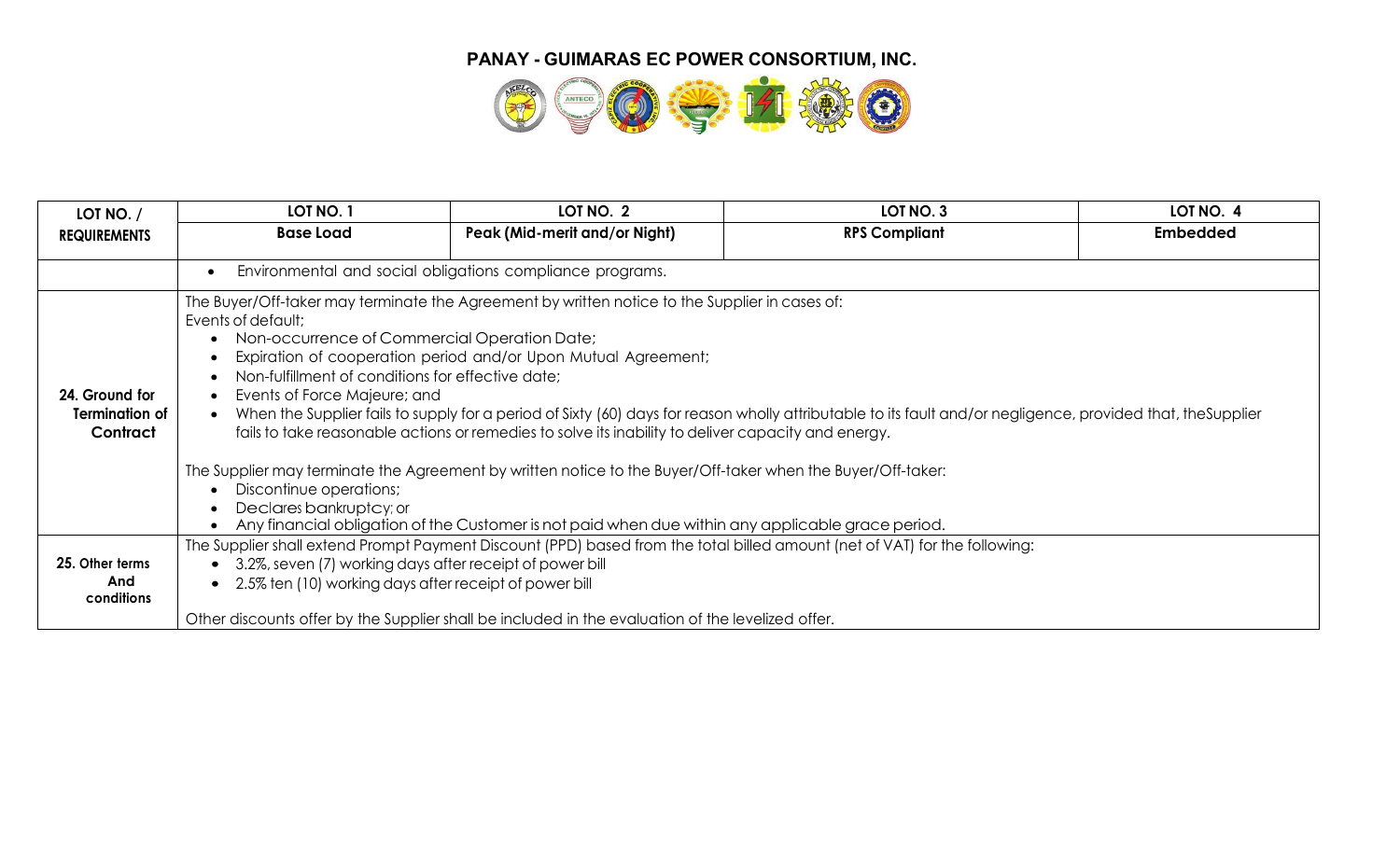# PANAY - GUIMARAS EC POWER CONSORTIUM, INC.

| LOT NO. / REQUIREMENTS | LOT NO. 1 Base Load | LOT NO. 2 Peak (Mid-merit and/or Night) | LOT NO. 3 RPS Compliant | LOT NO. 4 Embedded |
|---|---|---|---|---|
| | • Environmental and social obligations compliance programs. | | | |
| **24. Ground for Termination of Contract** | The Buyer/Off-taker may terminate the Agreement by written notice to the Supplier in cases of:<br>Events of default;<br>• Non-occurrence of Commercial Operation Date;<br>• Expiration of cooperation period and/or Upon Mutual Agreement;<br>• Non-fulfillment of conditions for effective date;<br>• Events of Force Majeure; and<br>• When the Supplier fails to supply for a period of Sixty (60) days for reason wholly attributable to its fault and/or negligence, provided that, theSupplier fails to take reasonable actions or remedies to solve its inability to deliver capacity and energy.<br><br>The Supplier may terminate the Agreement by written notice to the Buyer/Off-taker when the Buyer/Off-taker:<br>• Discontinue operations;<br>• Declares bankruptcy; or<br>• Any financial obligation of the Customer is not paid when due within any applicable grace period. | | | |
| **25. Other terms And conditions** | The Supplier shall extend Prompt Payment Discount (PPD) based from the total billed amount (net of VAT) for the following:<br>• 3.2%, seven (7) working days after receipt of power bill<br>• 2.5% ten (10) working days after receipt of power bill<br><br>Other discounts offer by the Supplier shall be included in the evaluation of the levelized offer. | | | |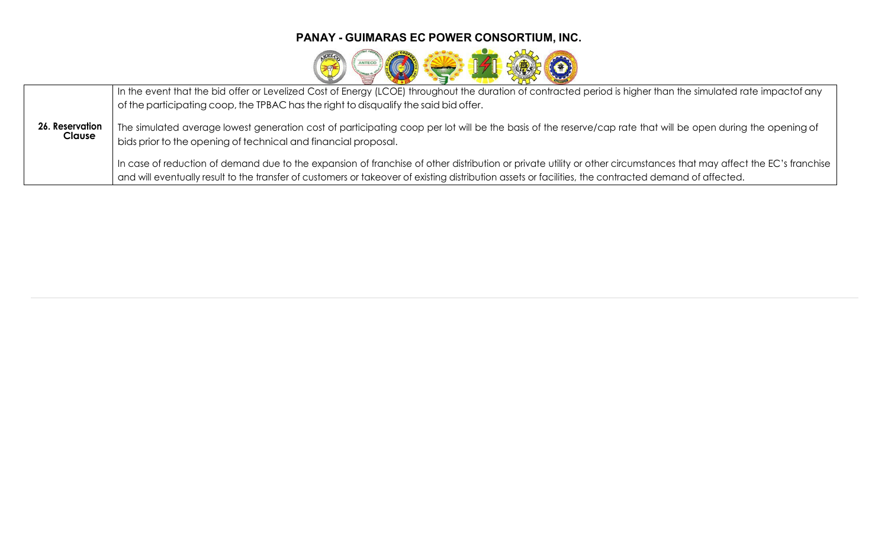## PANAY - GUIMARAS EC POWER CONSORTIUM, INC.

| | |
|---|---|
| **26. Reservation Clause** | In the event that the bid offer or Levelized Cost of Energy (LCOE) throughout the duration of contracted period is higher than the simulated rate impactof any of the participating coop, the TPBAC has the right to disqualify the said bid offer.<br><br>The simulated average lowest generation cost of participating coop per lot will be the basis of the reserve/cap rate that will be open during the opening of bids prior to the opening of technical and financial proposal.<br><br>In case of reduction of demand due to the expansion of franchise of other distribution or private utility or other circumstances that may affect the EC's franchise and will eventually result to the transfer of customers or takeover of existing distribution assets or facilities, the contracted demand of affected. |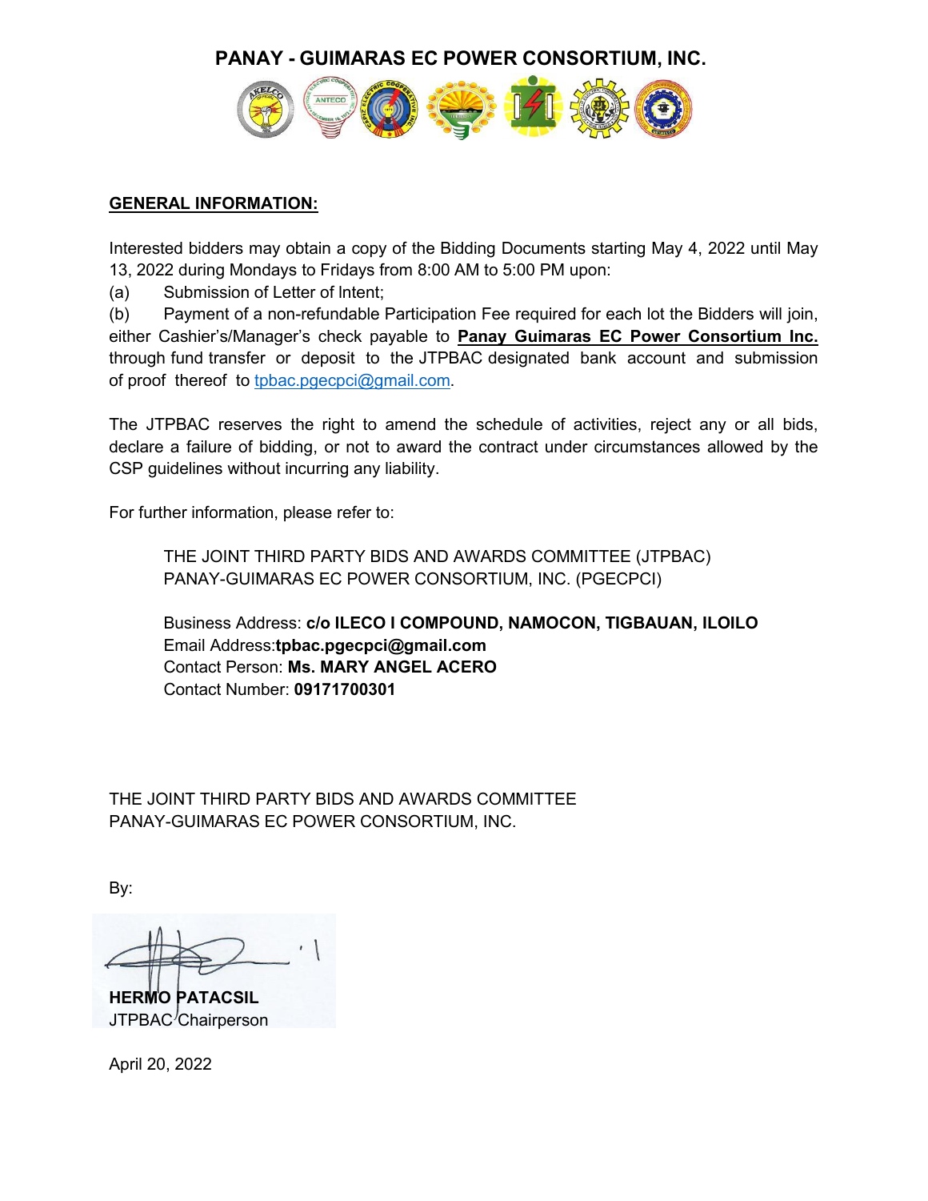# PANAY - GUIMARAS EC POWER CONSORTIUM, INC.

**GENERAL INFORMATION:**

Interested bidders may obtain a copy of the Bidding Documents starting May 4, 2022 until May 13, 2022 during Mondays to Fridays from 8:00 AM to 5:00 PM upon:

(a) Submission of Letter of Intent;

(b) Payment of a non-refundable Participation Fee required for each lot the Bidders will join, either Cashier's/Manager's check payable to **Panay Guimaras EC Power Consortium Inc.** through fund transfer or deposit to the JTPBAC designated bank account and submission of proof thereof to tpbac.pgecpci@gmail.com.

The JTPBAC reserves the right to amend the schedule of activities, reject any or all bids, declare a failure of bidding, or not to award the contract under circumstances allowed by the CSP guidelines without incurring any liability.

For further information, please refer to:

THE JOINT THIRD PARTY BIDS AND AWARDS COMMITTEE (JTPBAC)
PANAY-GUIMARAS EC POWER CONSORTIUM, INC. (PGECPCI)

Business Address: **c/o ILECO I COMPOUND, NAMOCON, TIGBAUAN, ILOILO**
Email Address:**tpbac.pgecpci@gmail.com**
Contact Person: **Ms. MARY ANGEL ACERO**
Contact Number: **09171700301**

THE JOINT THIRD PARTY BIDS AND AWARDS COMMITTEE
PANAY-GUIMARAS EC POWER CONSORTIUM, INC.

By:

**HERMO PATACSIL**
JTPBAC Chairperson

April 20, 2022